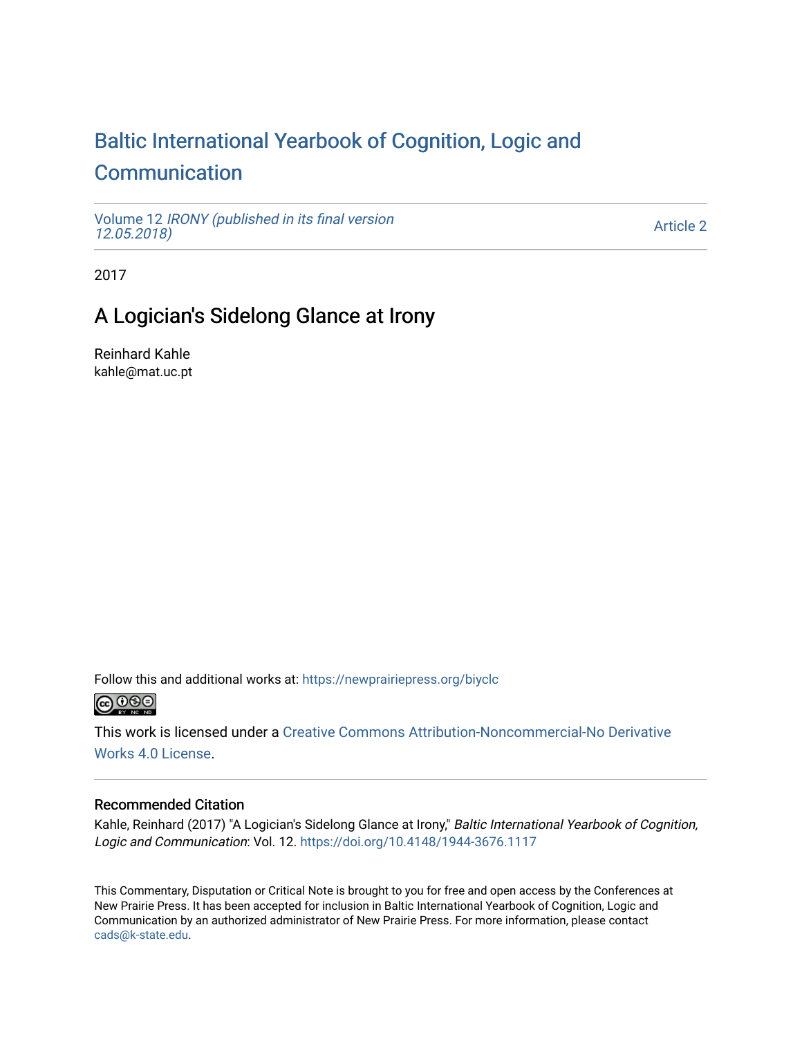# Baltic International Yearbook of Cognition, Logic and Communication

Volume 12 *IRONY (published in its final version 12.05.2018)*

Article 2

2017

## A Logician's Sidelong Glance at Irony

Reinhard Kahle
kahle@mat.uc.pt

Follow this and additional works at: https://newprairiepress.org/biyclc

This work is licensed under a Creative Commons Attribution-Noncommercial-No Derivative Works 4.0 License.

### Recommended Citation

Kahle, Reinhard (2017) "A Logician's Sidelong Glance at Irony," *Baltic International Yearbook of Cognition, Logic and Communication*: Vol. 12. https://doi.org/10.4148/1944-3676.1117

This Commentary, Disputation or Critical Note is brought to you for free and open access by the Conferences at New Prairie Press. It has been accepted for inclusion in Baltic International Yearbook of Cognition, Logic and Communication by an authorized administrator of New Prairie Press. For more information, please contact cads@k-state.edu.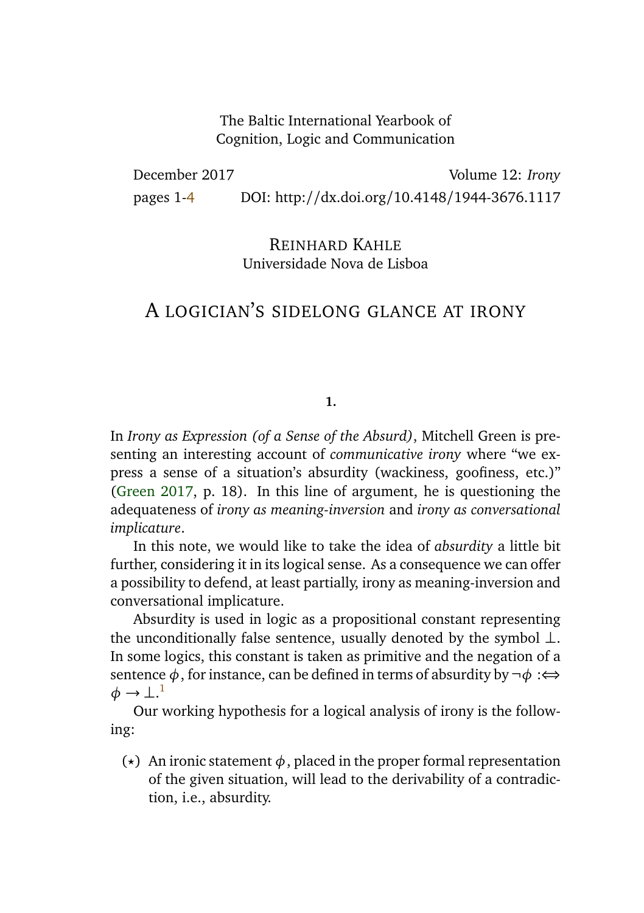The Baltic International Yearbook of
Cognition, Logic and Communication

December 2017 Volume 12: *Irony*

pages 1-4 DOI: http://dx.doi.org/10.4148/1944-3676.1117

REINHARD KAHLE
Universidade Nova de Lisboa

# A LOGICIAN'S SIDELONG GLANCE AT IRONY

## 1.

In *Irony as Expression (of a Sense of the Absurd)*, Mitchell Green is presenting an interesting account of *communicative irony* where "we express a sense of a situation's absurdity (wackiness, goofiness, etc.)" (Green 2017, p. 18). In this line of argument, he is questioning the adequateness of *irony as meaning-inversion* and *irony as conversational implicature*.

In this note, we would like to take the idea of *absurdity* a little bit further, considering it in its logical sense. As a consequence we can offer a possibility to defend, at least partially, irony as meaning-inversion and conversational implicature.

Absurdity is used in logic as a propositional constant representing the unconditionally false sentence, usually denoted by the symbol $\bot$. In some logics, this constant is taken as primitive and the negation of a sentence $\phi$, for instance, can be defined in terms of absurdity by $\neg\phi :\Leftrightarrow \phi \rightarrow \bot$.[1]

Our working hypothesis for a logical analysis of irony is the following:

($\star$) An ironic statement $\phi$, placed in the proper formal representation of the given situation, will lead to the derivability of a contradiction, i.e., absurdity.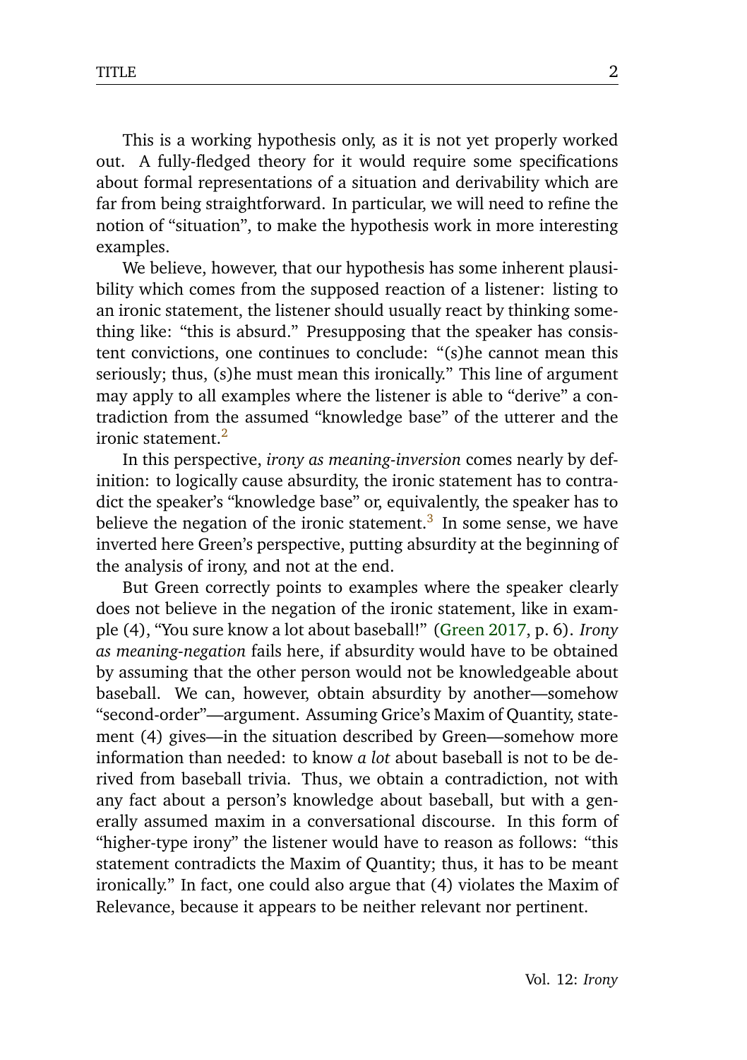This is a working hypothesis only, as it is not yet properly worked out. A fully-fledged theory for it would require some specifications about formal representations of a situation and derivability which are far from being straightforward. In particular, we will need to refine the notion of "situation", to make the hypothesis work in more interesting examples.

We believe, however, that our hypothesis has some inherent plausibility which comes from the supposed reaction of a listener: listing to an ironic statement, the listener should usually react by thinking something like: "this is absurd." Presupposing that the speaker has consistent convictions, one continues to conclude: "(s)he cannot mean this seriously; thus, (s)he must mean this ironically." This line of argument may apply to all examples where the listener is able to "derive" a contradiction from the assumed "knowledge base" of the utterer and the ironic statement.[2]

In this perspective, *irony as meaning-inversion* comes nearly by definition: to logically cause absurdity, the ironic statement has to contradict the speaker's "knowledge base" or, equivalently, the speaker has to believe the negation of the ironic statement.[3] In some sense, we have inverted here Green's perspective, putting absurdity at the beginning of the analysis of irony, and not at the end.

But Green correctly points to examples where the speaker clearly does not believe in the negation of the ironic statement, like in example (4), "You sure know a lot about baseball!" (Green 2017, p. 6). *Irony as meaning-negation* fails here, if absurdity would have to be obtained by assuming that the other person would not be knowledgeable about baseball. We can, however, obtain absurdity by another—somehow "second-order"—argument. Assuming Grice's Maxim of Quantity, statement (4) gives—in the situation described by Green—somehow more information than needed: to know *a lot* about baseball is not to be derived from baseball trivia. Thus, we obtain a contradiction, not with any fact about a person's knowledge about baseball, but with a generally assumed maxim in a conversational discourse. In this form of "higher-type irony" the listener would have to reason as follows: "this statement contradicts the Maxim of Quantity; thus, it has to be meant ironically." In fact, one could also argue that (4) violates the Maxim of Relevance, because it appears to be neither relevant nor pertinent.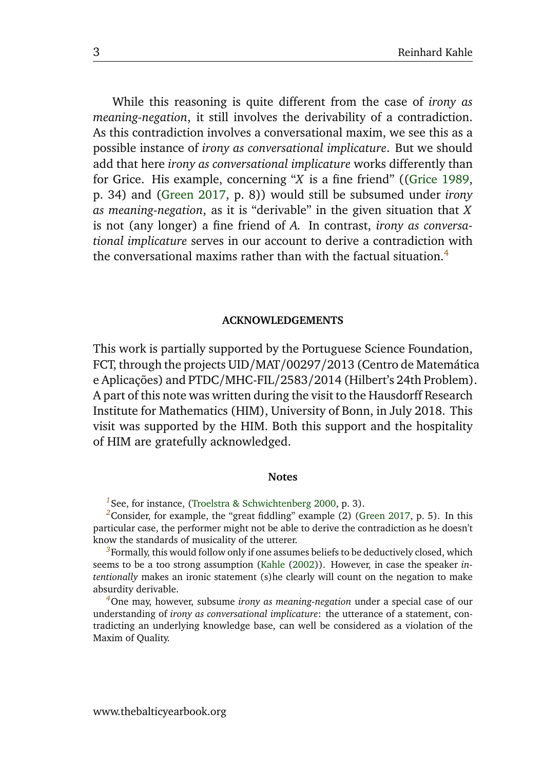While this reasoning is quite different from the case of *irony as meaning-negation*, it still involves the derivability of a contradiction. As this contradiction involves a conversational maxim, we see this as a possible instance of *irony as conversational implicature*. But we should add that here *irony as conversational implicature* works differently than for Grice. His example, concerning "*X* is a fine friend" ((Grice 1989, p. 34) and (Green 2017, p. 8)) would still be subsumed under *irony as meaning-negation*, as it is "derivable" in the given situation that *X* is not (any longer) a fine friend of *A*. In contrast, *irony as conversational implicature* serves in our account to derive a contradiction with the conversational maxims rather than with the factual situation.[4]

#### ACKNOWLEDGEMENTS

This work is partially supported by the Portuguese Science Foundation, FCT, through the projects UID/MAT/00297/2013 (Centro de Matemática e Aplicações) and PTDC/MHC-FIL/2583/2014 (Hilbert's 24th Problem). A part of this note was written during the visit to the Hausdorff Research Institute for Mathematics (HIM), University of Bonn, in July 2018. This visit was supported by the HIM. Both this support and the hospitality of HIM are gratefully acknowledged.

#### Notes

[1] See, for instance, (Troelstra & Schwichtenberg 2000, p. 3).

[2] Consider, for example, the "great fiddling" example (2) (Green 2017, p. 5). In this particular case, the performer might not be able to derive the contradiction as he doesn't know the standards of musicality of the utterer.

[3] Formally, this would follow only if one assumes beliefs to be deductively closed, which seems to be a too strong assumption (Kahle (2002)). However, in case the speaker *intentionally* makes an ironic statement (s)he clearly will count on the negation to make absurdity derivable.

[4] One may, however, subsume *irony as meaning-negation* under a special case of our understanding of *irony as conversational implicature*: the utterance of a statement, contradicting an underlying knowledge base, can well be considered as a violation of the Maxim of Quality.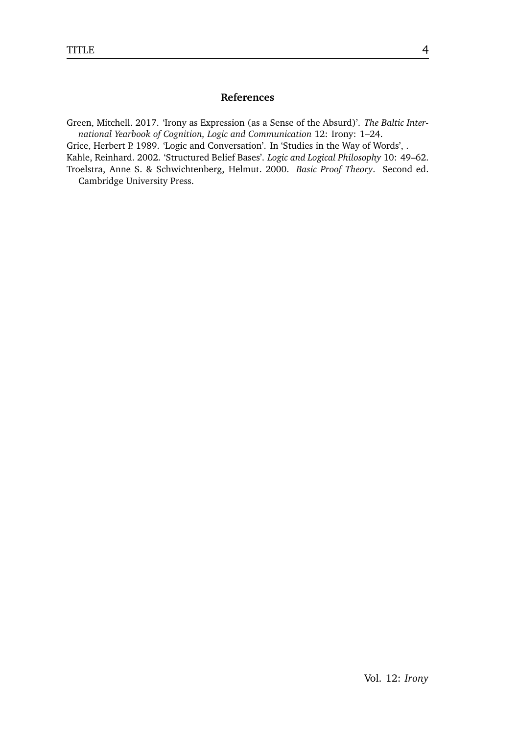## References

Green, Mitchell. 2017. 'Irony as Expression (as a Sense of the Absurd)'. *The Baltic International Yearbook of Cognition, Logic and Communication* 12: Irony: 1–24.

Grice, Herbert P. 1989. 'Logic and Conversation'. In 'Studies in the Way of Words', .

Kahle, Reinhard. 2002. 'Structured Belief Bases'. *Logic and Logical Philosophy* 10: 49–62.

Troelstra, Anne S. & Schwichtenberg, Helmut. 2000. *Basic Proof Theory*. Second ed. Cambridge University Press.